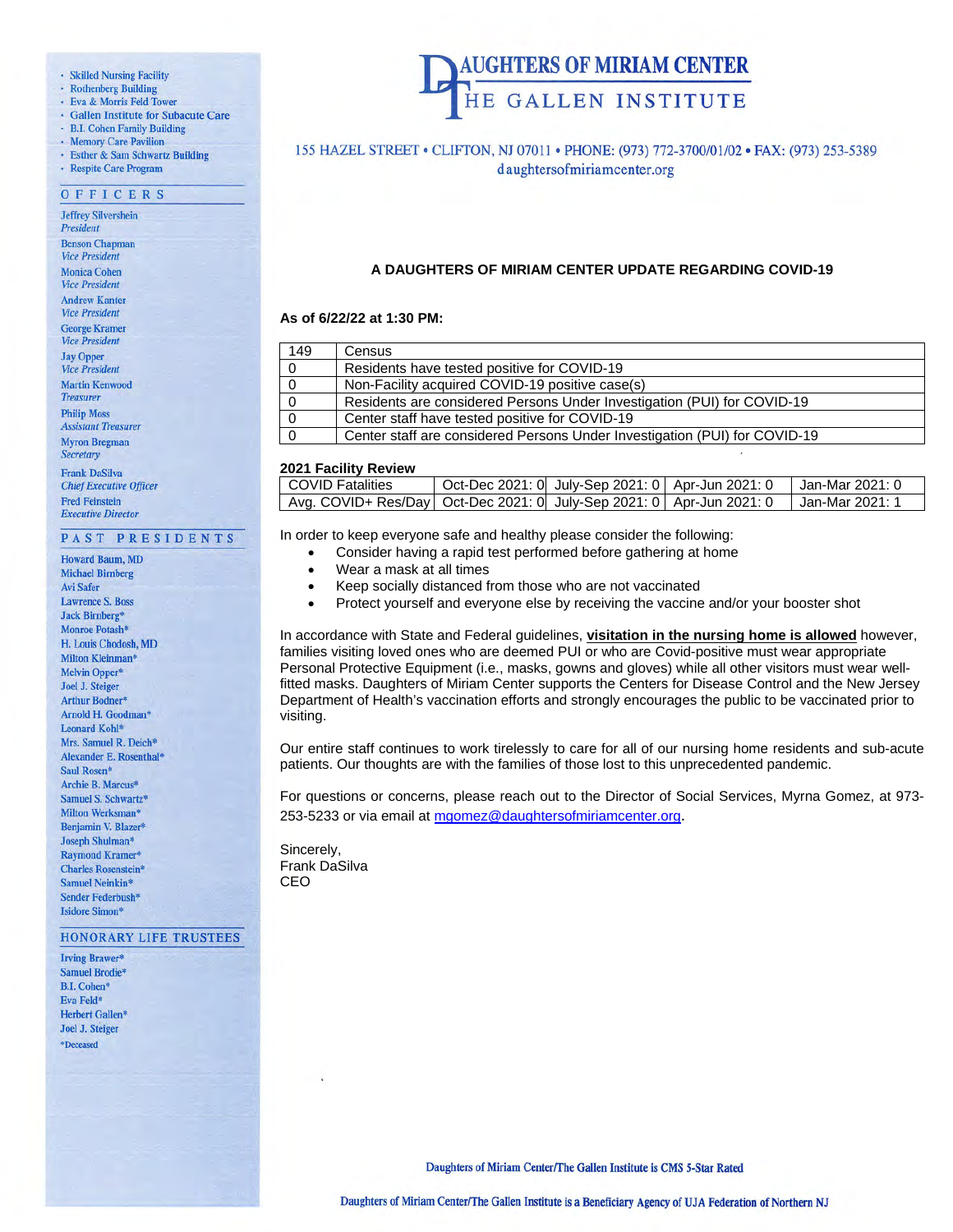# DAUGHTERS OF MIRIAM CENTER
## THE GALLEN INSTITUTE

155 HAZEL STREET • CLIFTON, NJ 07011 • PHONE: (973) 772-3700/01/02 • FAX: (973) 253-5389
daughtersofmiriamcenter.org

- Skilled Nursing Facility
- Rothenberg Building
- Eva & Morris Feld Tower
- Gallen Institute for Subacute Care
- B.I. Cohen Family Building
- Memory Care Pavilion
- Esther & Sam Schwartz Building
- Respite Care Program

**OFFICERS**

Jeffrey Silvershein
*President*

Benson Chapman
*Vice President*

Monica Cohen
*Vice President*

Andrew Kanter
*Vice President*

George Kramer
*Vice President*

Jay Opper
*Vice President*

Martin Kenwood
*Treasurer*

Philip Moss
*Assistant Treasurer*

Myron Bregman
*Secretary*

Frank DaSilva
*Chief Executive Officer*

Fred Feinstein
*Executive Director*

**PAST PRESIDENTS**

Howard Baum, MD
Michael Birnberg
Avi Safer
Lawrence S. Boss
Jack Birnberg*
Monroe Potash*
H. Louis Chodosh, MD
Milton Kleinman*
Melvin Opper*
Joel J. Steiger
Arthur Bodner*
Arnold H. Goodman*
Leonard Kohl*
Mrs. Samuel R. Deich*
Alexander E. Rosenthal*
Saul Rosen*
Archie B. Marcus*
Samuel S. Schwartz*
Milton Werksman*
Benjamin V. Blazer*
Joseph Shulman*
Raymond Kramer*
Charles Rosenstein*
Samuel Neinkin*
Sender Federbush*
Isidore Simon*

**HONORARY LIFE TRUSTEES**

Irving Brawer*
Samuel Brodie*
B.I. Cohen*
Eva Feld*
Herbert Gallen*
Joel J. Steiger

*Deceased

### A DAUGHTERS OF MIRIAM CENTER UPDATE REGARDING COVID-19

**As of 6/22/22 at 1:30 PM:**

| 149 | Census |
|---|---|
| 0 | Residents have tested positive for COVID-19 |
| 0 | Non-Facility acquired COVID-19 positive case(s) |
| 0 | Residents are considered Persons Under Investigation (PUI) for COVID-19 |
| 0 | Center staff have tested positive for COVID-19 |
| 0 | Center staff are considered Persons Under Investigation (PUI) for COVID-19 |

**2021 Facility Review**

| COVID Fatalities | Oct-Dec 2021: 0 | July-Sep 2021: 0 | Apr-Jun 2021: 0 | Jan-Mar 2021: 0 |
|---|---|---|---|---|
| Avg. COVID+ Res/Day | Oct-Dec 2021: 0 | July-Sep 2021: 0 | Apr-Jun 2021: 0 | Jan-Mar 2021: 1 |

In order to keep everyone safe and healthy please consider the following:

- Consider having a rapid test performed before gathering at home
- Wear a mask at all times
- Keep socially distanced from those who are not vaccinated
- Protect yourself and everyone else by receiving the vaccine and/or your booster shot

In accordance with State and Federal guidelines, **visitation in the nursing home is allowed** however, families visiting loved ones who are deemed PUI or who are Covid-positive must wear appropriate Personal Protective Equipment (i.e., masks, gowns and gloves) while all other visitors must wear well-fitted masks. Daughters of Miriam Center supports the Centers for Disease Control and the New Jersey Department of Health's vaccination efforts and strongly encourages the public to be vaccinated prior to visiting.

Our entire staff continues to work tirelessly to care for all of our nursing home residents and sub-acute patients. Our thoughts are with the families of those lost to this unprecedented pandemic.

For questions or concerns, please reach out to the Director of Social Services, Myrna Gomez, at 973-253-5233 or via email at mgomez@daughtersofmiriamcenter.org.

Sincerely,
Frank DaSilva
CEO

Daughters of Miriam Center/The Gallen Institute is CMS 5-Star Rated

Daughters of Miriam Center/The Gallen Institute is a Beneficiary Agency of UJA Federation of Northern NJ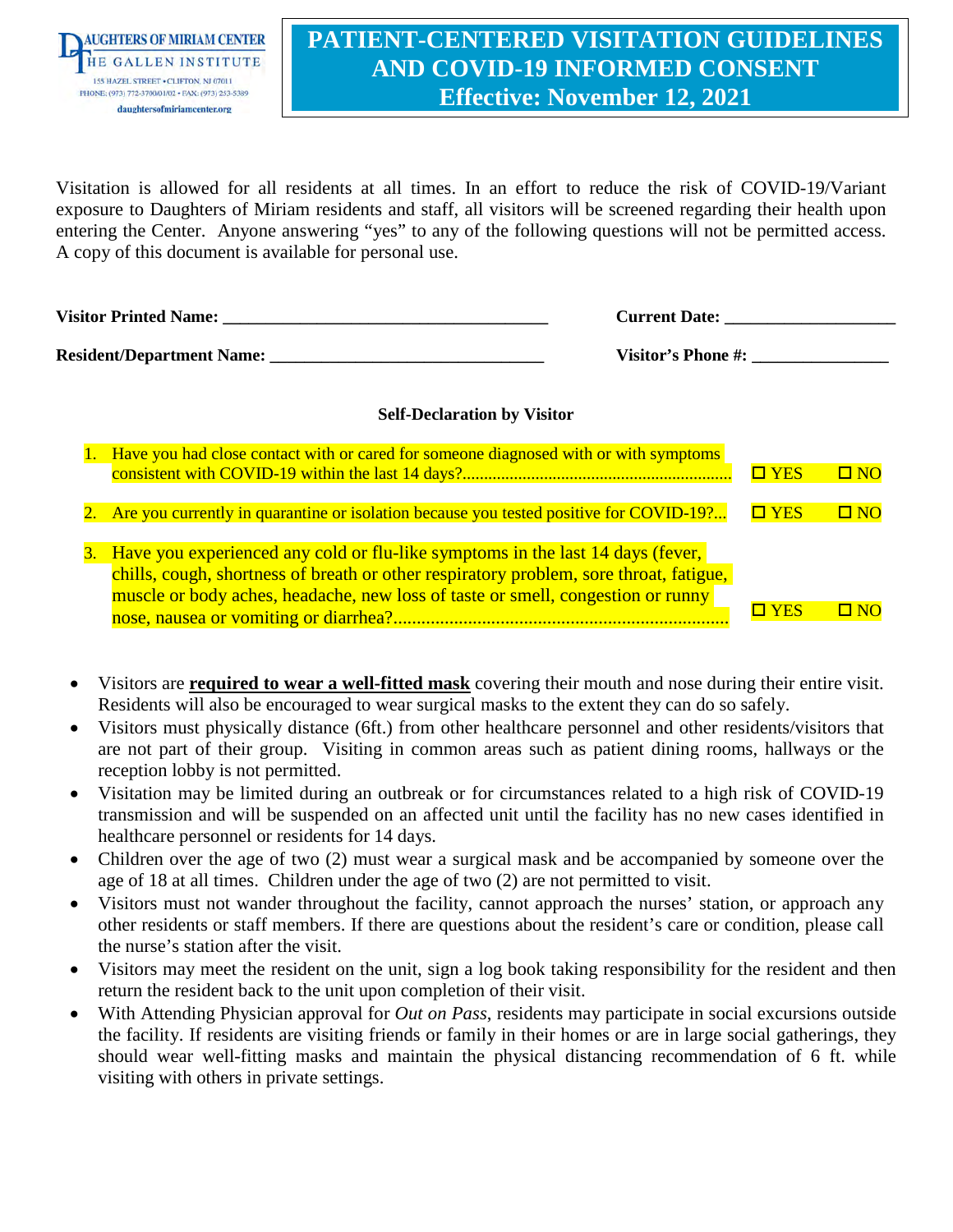DAUGHTERS OF MIRIAM CENTER
THE GALLEN INSTITUTE
155 HAZEL STREET • CLIFTON, NJ 07011
PHONE: (973) 772-3700/01/02 • FAX: (973) 253-5389
daughtersofmiriamcenter.org

# PATIENT-CENTERED VISITATION GUIDELINES AND COVID-19 INFORMED CONSENT
## Effective: November 12, 2021

Visitation is allowed for all residents at all times. In an effort to reduce the risk of COVID-19/Variant exposure to Daughters of Miriam residents and staff, all visitors will be screened regarding their health upon entering the Center. Anyone answering "yes" to any of the following questions will not be permitted access. A copy of this document is available for personal use.

**Visitor Printed Name: ______________________________________** **Current Date: ___________________**

**Resident/Department Name: ________________________________** **Visitor's Phone #: _______________**

**Self-Declaration by Visitor**

1. Have you had close contact with or cared for someone diagnosed with or with symptoms consistent with COVID-19 within the last 14 days?............................................................. ☐ YES ☐ NO
2. Are you currently in quarantine or isolation because you tested positive for COVID-19?... ☐ YES ☐ NO
3. Have you experienced any cold or flu-like symptoms in the last 14 days (fever, chills, cough, shortness of breath or other respiratory problem, sore throat, fatigue, muscle or body aches, headache, new loss of taste or smell, congestion or runny nose, nausea or vomiting or diarrhea?....................................................................... ☐ YES ☐ NO

- Visitors are **required to wear a well-fitted mask** covering their mouth and nose during their entire visit. Residents will also be encouraged to wear surgical masks to the extent they can do so safely.
- Visitors must physically distance (6ft.) from other healthcare personnel and other residents/visitors that are not part of their group. Visiting in common areas such as patient dining rooms, hallways or the reception lobby is not permitted.
- Visitation may be limited during an outbreak or for circumstances related to a high risk of COVID-19 transmission and will be suspended on an affected unit until the facility has no new cases identified in healthcare personnel or residents for 14 days.
- Children over the age of two (2) must wear a surgical mask and be accompanied by someone over the age of 18 at all times. Children under the age of two (2) are not permitted to visit.
- Visitors must not wander throughout the facility, cannot approach the nurses' station, or approach any other residents or staff members. If there are questions about the resident's care or condition, please call the nurse's station after the visit.
- Visitors may meet the resident on the unit, sign a log book taking responsibility for the resident and then return the resident back to the unit upon completion of their visit.
- With Attending Physician approval for *Out on Pass*, residents may participate in social excursions outside the facility. If residents are visiting friends or family in their homes or are in large social gatherings, they should wear well-fitting masks and maintain the physical distancing recommendation of 6 ft. while visiting with others in private settings.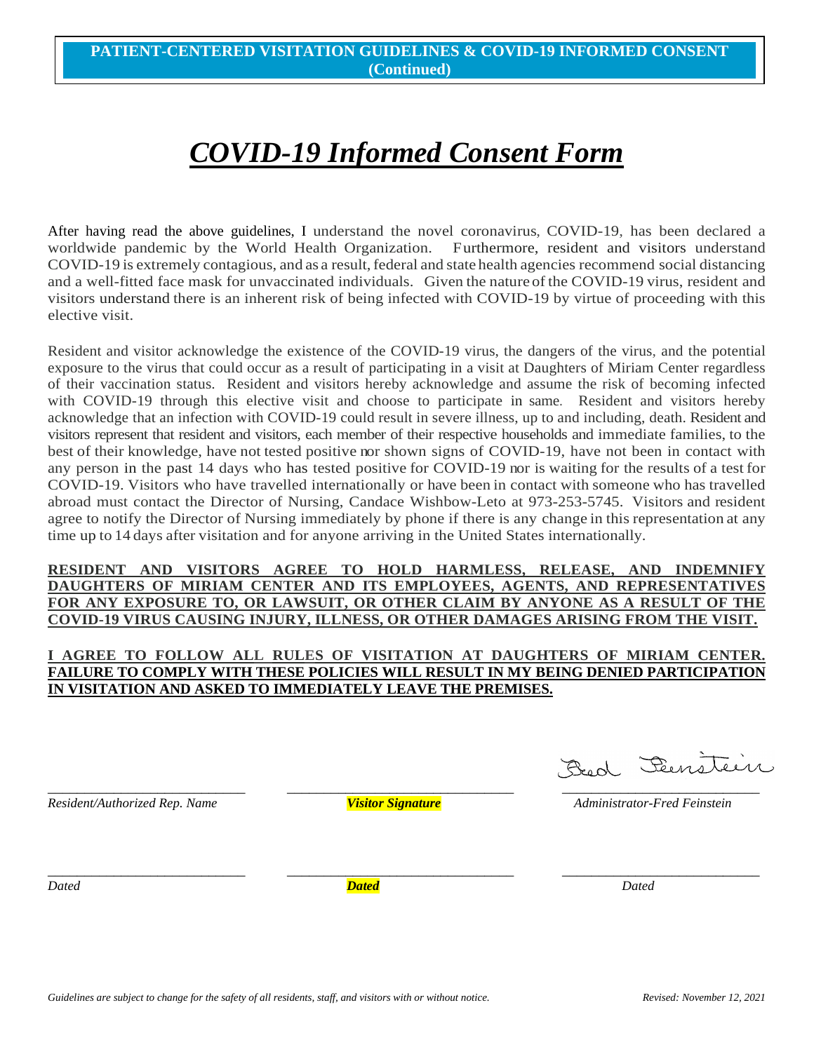**PATIENT-CENTERED VISITATION GUIDELINES & COVID-19 INFORMED CONSENT (Continued)**

# ***COVID-19 Informed Consent Form***

After having read the above guidelines, I understand the novel coronavirus, COVID-19, has been declared a worldwide pandemic by the World Health Organization. Furthermore, resident and visitors understand COVID-19 is extremely contagious, and as a result, federal and state health agencies recommend social distancing and a well-fitted face mask for unvaccinated individuals. Given the nature of the COVID-19 virus, resident and visitors understand there is an inherent risk of being infected with COVID-19 by virtue of proceeding with this elective visit.

Resident and visitor acknowledge the existence of the COVID-19 virus, the dangers of the virus, and the potential exposure to the virus that could occur as a result of participating in a visit at Daughters of Miriam Center regardless of their vaccination status. Resident and visitors hereby acknowledge and assume the risk of becoming infected with COVID-19 through this elective visit and choose to participate in same. Resident and visitors hereby acknowledge that an infection with COVID-19 could result in severe illness, up to and including, death. Resident and visitors represent that resident and visitors, each member of their respective households and immediate families, to the best of their knowledge, have not tested positive nor shown signs of COVID-19, have not been in contact with any person in the past 14 days who has tested positive for COVID-19 nor is waiting for the results of a test for COVID-19. Visitors who have travelled internationally or have been in contact with someone who has travelled abroad must contact the Director of Nursing, Candace Wishbow-Leto at 973-253-5745. Visitors and resident agree to notify the Director of Nursing immediately by phone if there is any change in this representation at any time up to 14 days after visitation and for anyone arriving in the United States internationally.

**RESIDENT AND VISITORS AGREE TO HOLD HARMLESS, RELEASE, AND INDEMNIFY DAUGHTERS OF MIRIAM CENTER AND ITS EMPLOYEES, AGENTS, AND REPRESENTATIVES FOR ANY EXPOSURE TO, OR LAWSUIT, OR OTHER CLAIM BY ANYONE AS A RESULT OF THE COVID-19 VIRUS CAUSING INJURY, ILLNESS, OR OTHER DAMAGES ARISING FROM THE VISIT.**

**I AGREE TO FOLLOW ALL RULES OF VISITATION AT DAUGHTERS OF MIRIAM CENTER. FAILURE TO COMPLY WITH THESE POLICIES WILL RESULT IN MY BEING DENIED PARTICIPATION IN VISITATION AND ASKED TO IMMEDIATELY LEAVE THE PREMISES.**

| _____________________________ | _____________________________ | Fred Feinstein _____________________________ |
| --- | --- | --- |
| *Resident/Authorized Rep. Name* | ***Visitor Signature*** | *Administrator-Fred Feinstein* |
| _____________________________ | _____________________________ | _____________________________ |
| *Dated* | ***Dated*** | *Dated* |

*Guidelines are subject to change for the safety of all residents, staff, and visitors with or without notice.* *Revised: November 12, 2021*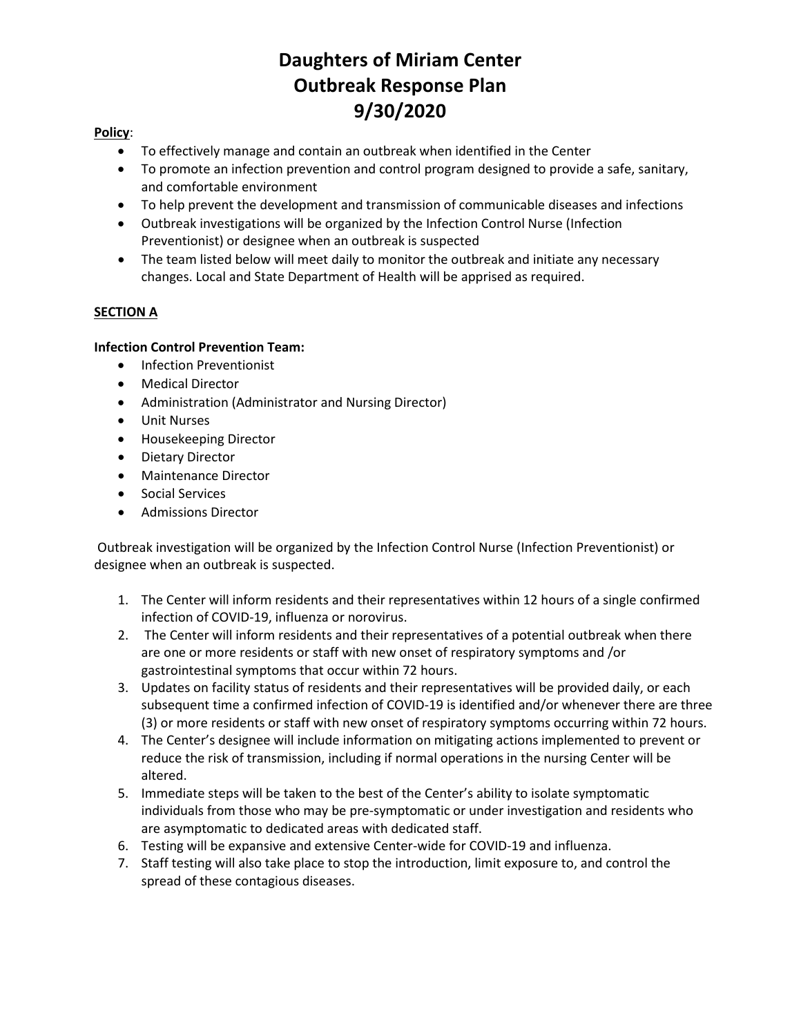# Daughters of Miriam Center
# Outbreak Response Plan
# 9/30/2020

**Policy**:

- To effectively manage and contain an outbreak when identified in the Center
- To promote an infection prevention and control program designed to provide a safe, sanitary, and comfortable environment
- To help prevent the development and transmission of communicable diseases and infections
- Outbreak investigations will be organized by the Infection Control Nurse (Infection Preventionist) or designee when an outbreak is suspected
- The team listed below will meet daily to monitor the outbreak and initiate any necessary changes. Local and State Department of Health will be apprised as required.

**SECTION A**

**Infection Control Prevention Team:**

- Infection Preventionist
- Medical Director
- Administration (Administrator and Nursing Director)
- Unit Nurses
- Housekeeping Director
- Dietary Director
- Maintenance Director
- Social Services
- Admissions Director

Outbreak investigation will be organized by the Infection Control Nurse (Infection Preventionist) or designee when an outbreak is suspected.

1. The Center will inform residents and their representatives within 12 hours of a single confirmed infection of COVID-19, influenza or norovirus.
2. The Center will inform residents and their representatives of a potential outbreak when there are one or more residents or staff with new onset of respiratory symptoms and /or gastrointestinal symptoms that occur within 72 hours.
3. Updates on facility status of residents and their representatives will be provided daily, or each subsequent time a confirmed infection of COVID-19 is identified and/or whenever there are three (3) or more residents or staff with new onset of respiratory symptoms occurring within 72 hours.
4. The Center's designee will include information on mitigating actions implemented to prevent or reduce the risk of transmission, including if normal operations in the nursing Center will be altered.
5. Immediate steps will be taken to the best of the Center's ability to isolate symptomatic individuals from those who may be pre-symptomatic or under investigation and residents who are asymptomatic to dedicated areas with dedicated staff.
6. Testing will be expansive and extensive Center-wide for COVID-19 and influenza.
7. Staff testing will also take place to stop the introduction, limit exposure to, and control the spread of these contagious diseases.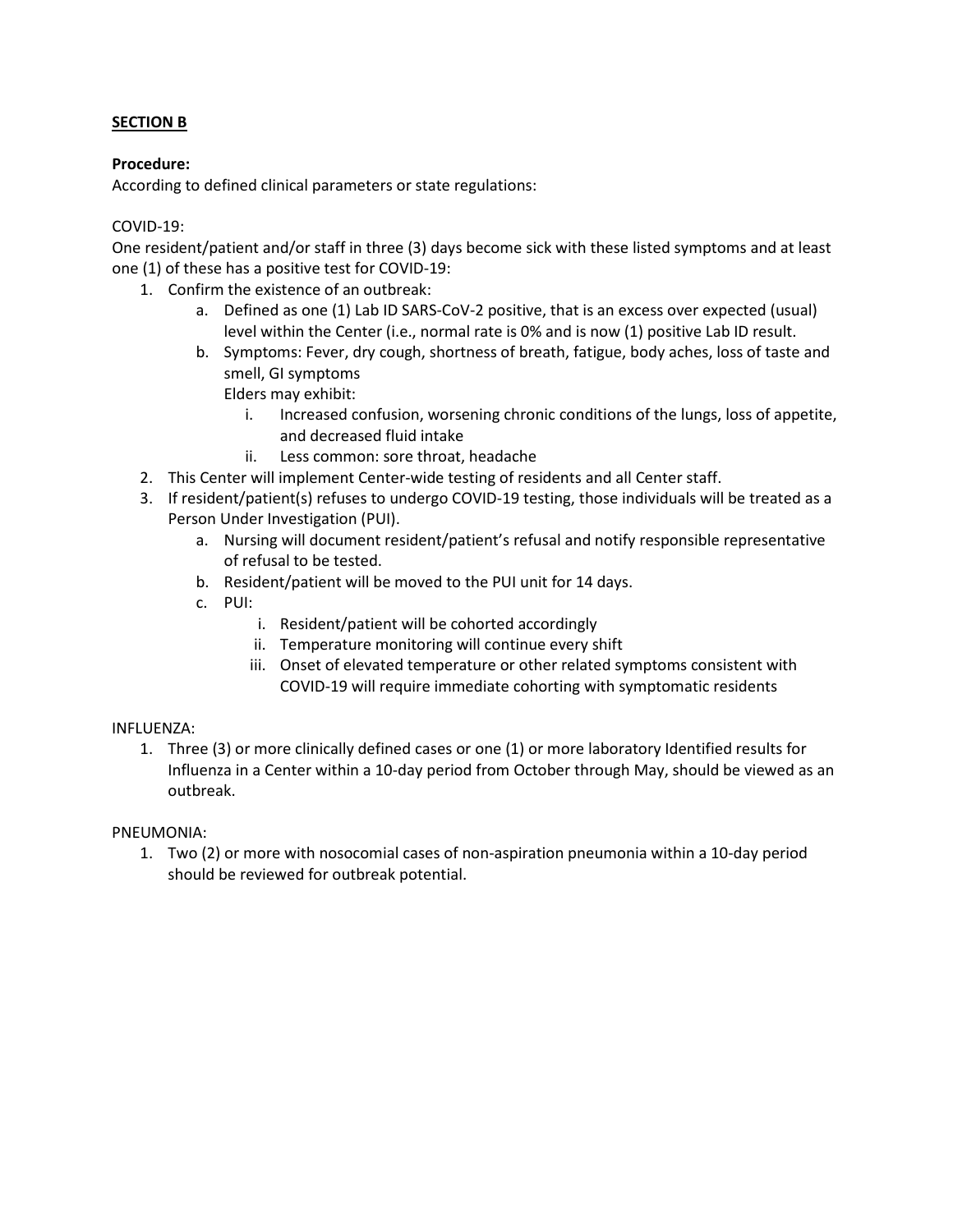**SECTION B**

**Procedure:**
According to defined clinical parameters or state regulations:

COVID-19:
One resident/patient and/or staff in three (3) days become sick with these listed symptoms and at least one (1) of these has a positive test for COVID-19:

1. Confirm the existence of an outbreak:
   a. Defined as one (1) Lab ID SARS-CoV-2 positive, that is an excess over expected (usual) level within the Center (i.e., normal rate is 0% and is now (1) positive Lab ID result.
   b. Symptoms: Fever, dry cough, shortness of breath, fatigue, body aches, loss of taste and smell, GI symptoms
      Elders may exhibit:
      i. Increased confusion, worsening chronic conditions of the lungs, loss of appetite, and decreased fluid intake
      ii. Less common: sore throat, headache
2. This Center will implement Center-wide testing of residents and all Center staff.
3. If resident/patient(s) refuses to undergo COVID-19 testing, those individuals will be treated as a Person Under Investigation (PUI).
   a. Nursing will document resident/patient's refusal and notify responsible representative of refusal to be tested.
   b. Resident/patient will be moved to the PUI unit for 14 days.
   c. PUI:
      i. Resident/patient will be cohorted accordingly
      ii. Temperature monitoring will continue every shift
      iii. Onset of elevated temperature or other related symptoms consistent with COVID-19 will require immediate cohorting with symptomatic residents

INFLUENZA:

1. Three (3) or more clinically defined cases or one (1) or more laboratory Identified results for Influenza in a Center within a 10-day period from October through May, should be viewed as an outbreak.

PNEUMONIA:

1. Two (2) or more with nosocomial cases of non-aspiration pneumonia within a 10-day period should be reviewed for outbreak potential.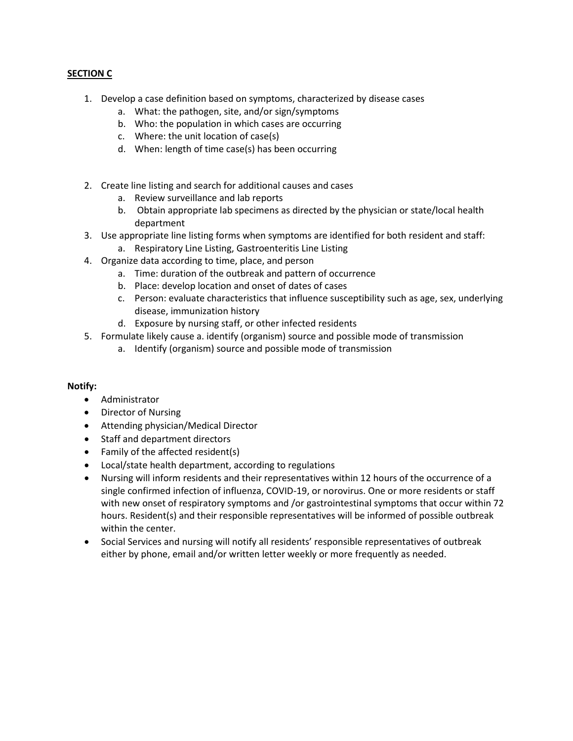**<u>SECTION C</u>**

1. Develop a case definition based on symptoms, characterized by disease cases
   a. What: the pathogen, site, and/or sign/symptoms
   b. Who: the population in which cases are occurring
   c. Where: the unit location of case(s)
   d. When: length of time case(s) has been occurring

2. Create line listing and search for additional causes and cases
   a. Review surveillance and lab reports
   b. Obtain appropriate lab specimens as directed by the physician or state/local health department
3. Use appropriate line listing forms when symptoms are identified for both resident and staff:
   a. Respiratory Line Listing, Gastroenteritis Line Listing
4. Organize data according to time, place, and person
   a. Time: duration of the outbreak and pattern of occurrence
   b. Place: develop location and onset of dates of cases
   c. Person: evaluate characteristics that influence susceptibility such as age, sex, underlying disease, immunization history
   d. Exposure by nursing staff, or other infected residents
5. Formulate likely cause a. identify (organism) source and possible mode of transmission
   a. Identify (organism) source and possible mode of transmission

**Notify:**

- Administrator
- Director of Nursing
- Attending physician/Medical Director
- Staff and department directors
- Family of the affected resident(s)
- Local/state health department, according to regulations
- Nursing will inform residents and their representatives within 12 hours of the occurrence of a single confirmed infection of influenza, COVID-19, or norovirus. One or more residents or staff with new onset of respiratory symptoms and /or gastrointestinal symptoms that occur within 72 hours. Resident(s) and their responsible representatives will be informed of possible outbreak within the center.
- Social Services and nursing will notify all residents' responsible representatives of outbreak either by phone, email and/or written letter weekly or more frequently as needed.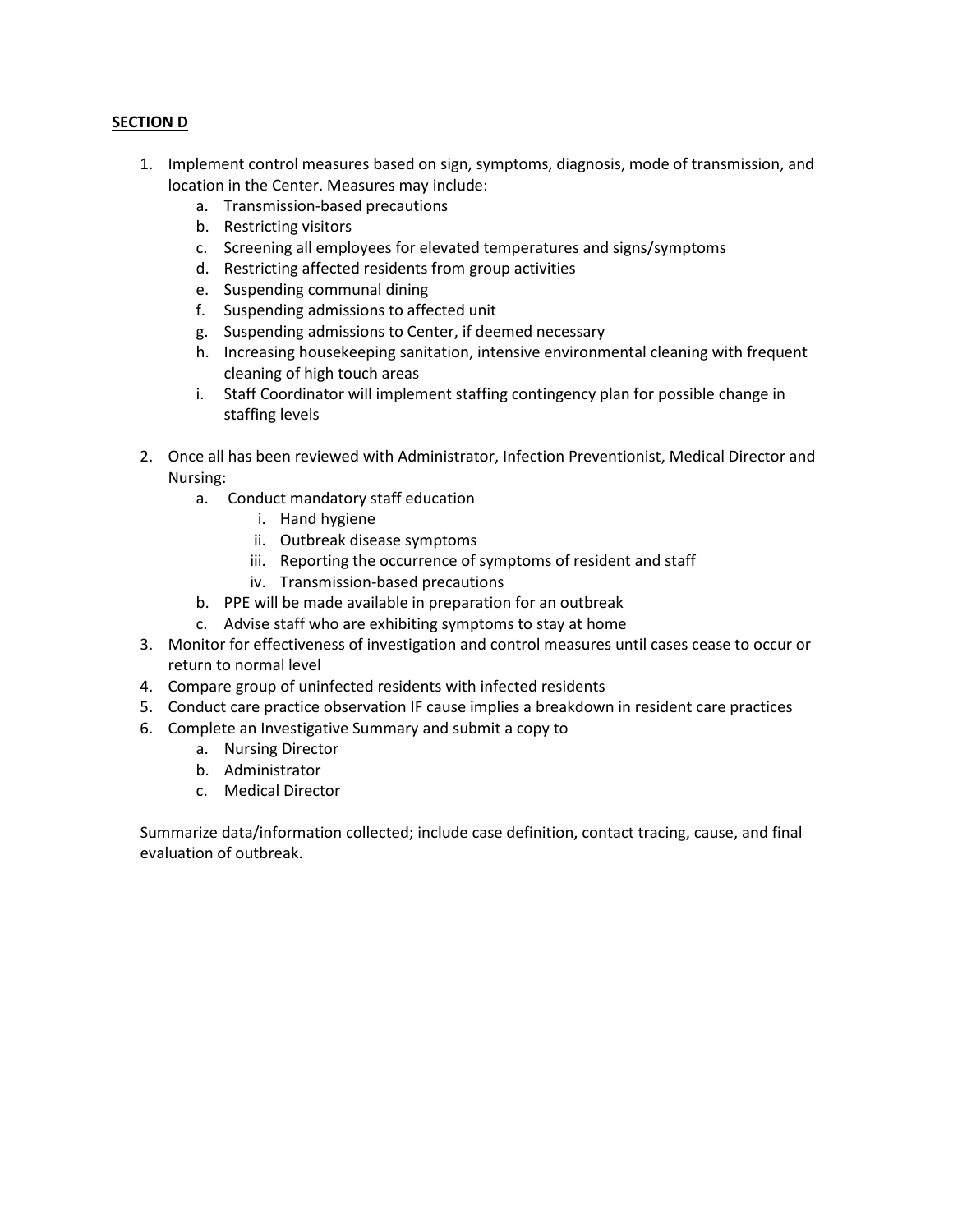**SECTION D**

1. Implement control measures based on sign, symptoms, diagnosis, mode of transmission, and location in the Center. Measures may include:
    a. Transmission-based precautions
    b. Restricting visitors
    c. Screening all employees for elevated temperatures and signs/symptoms
    d. Restricting affected residents from group activities
    e. Suspending communal dining
    f. Suspending admissions to affected unit
    g. Suspending admissions to Center, if deemed necessary
    h. Increasing housekeeping sanitation, intensive environmental cleaning with frequent cleaning of high touch areas
    i. Staff Coordinator will implement staffing contingency plan for possible change in staffing levels

2. Once all has been reviewed with Administrator, Infection Preventionist, Medical Director and Nursing:
    a. Conduct mandatory staff education
        i. Hand hygiene
        ii. Outbreak disease symptoms
        iii. Reporting the occurrence of symptoms of resident and staff
        iv. Transmission-based precautions
    b. PPE will be made available in preparation for an outbreak
    c. Advise staff who are exhibiting symptoms to stay at home
3. Monitor for effectiveness of investigation and control measures until cases cease to occur or return to normal level
4. Compare group of uninfected residents with infected residents
5. Conduct care practice observation IF cause implies a breakdown in resident care practices
6. Complete an Investigative Summary and submit a copy to
    a. Nursing Director
    b. Administrator
    c. Medical Director

Summarize data/information collected; include case definition, contact tracing, cause, and final evaluation of outbreak.